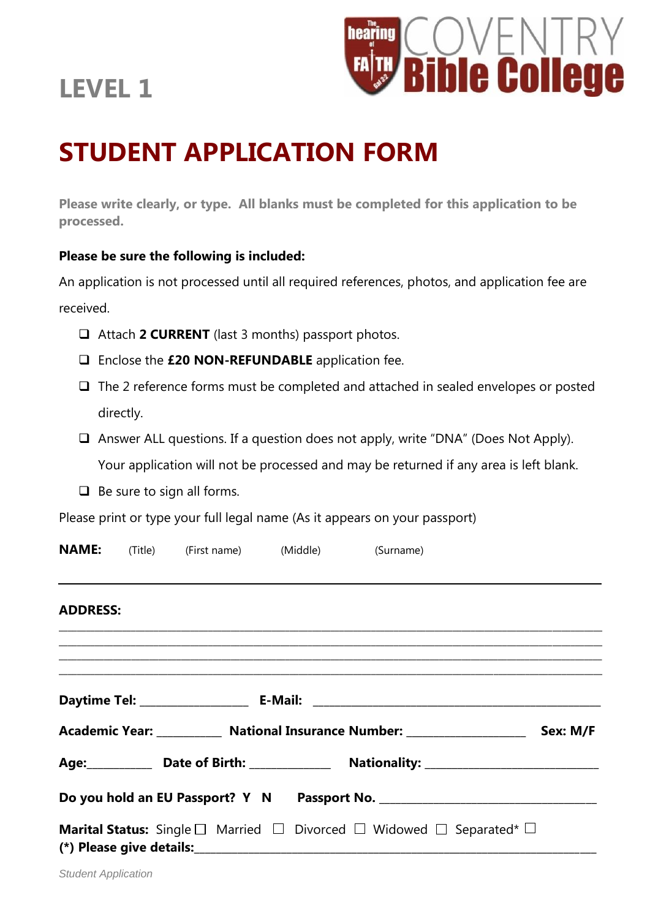# LEVEL 1

The hearing of FAITH — COVENTRY Bible College

# STUDENT APPLICATION FORM

**Please write clearly, or type. All blanks must be completed for this application to be processed.**

**Please be sure the following is included:**

An application is not processed until all required references, photos, and application fee are received.

- ❑ Attach **2 CURRENT** (last 3 months) passport photos.
- ❑ Enclose the **£20 NON-REFUNDABLE** application fee.
- ❑ The 2 reference forms must be completed and attached in sealed envelopes or posted directly.
- ❑ Answer ALL questions. If a question does not apply, write "DNA" (Does Not Apply). Your application will not be processed and may be returned if any area is left blank.
- ❑ Be sure to sign all forms.

Please print or type your full legal name (As it appears on your passport)

**NAME:** (Title) (First name) (Middle) (Surname)

______________________________________________________________________

**ADDRESS:**

______________________________________________________________________

______________________________________________________________________

______________________________________________________________________

______________________________________________________________________

**Daytime Tel:** ________________ **E-Mail:** ____________________________________________

**Academic Year:** __________ **National Insurance Number:** __________________ **Sex: M/F**

**Age:**__________ **Date of Birth:** _____________ **Nationality:** ___________________________

**Do you hold an EU Passport? Y N** **Passport No.** __________________________________

**Marital Status:** Single ☐ Married ☐ Divorced ☐ Widowed ☐ Separated* ☐

**(*) Please give details:**________________________________________________________________

*Student Application*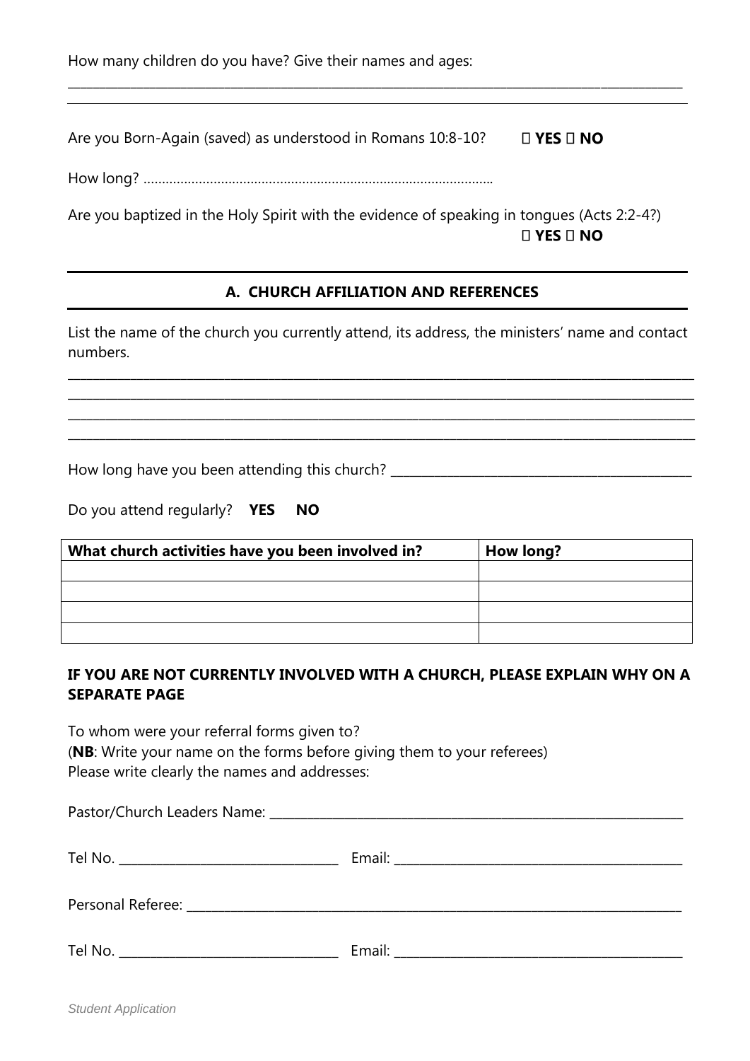How many children do you have? Give their names and ages:

\_\_\_\_\_\_\_\_\_\_\_\_\_\_\_\_\_\_\_\_\_\_\_\_\_\_\_\_\_\_\_\_\_\_\_\_\_\_\_\_\_\_\_\_\_\_\_\_\_\_\_\_\_\_\_\_\_\_\_\_\_\_\_\_\_\_\_\_\_\_\_\_\_\_\_\_\_\_\_\_

Are you Born-Again (saved) as understood in Romans 10:8-10? **YES** **NO**

How long? ………………………………………………………………………………..

Are you baptized in the Holy Spirit with the evidence of speaking in tongues (Acts 2:2-4?) **YES** **NO**

## A. CHURCH AFFILIATION AND REFERENCES

List the name of the church you currently attend, its address, the ministers' name and contact numbers.

\_\_\_\_\_\_\_\_\_\_\_\_\_\_\_\_\_\_\_\_\_\_\_\_\_\_\_\_\_\_\_\_\_\_\_\_\_\_\_\_\_\_\_\_\_\_\_\_\_\_\_\_\_\_\_\_\_\_\_\_\_\_\_\_\_\_\_\_\_\_\_\_\_\_\_\_\_\_\_\_

\_\_\_\_\_\_\_\_\_\_\_\_\_\_\_\_\_\_\_\_\_\_\_\_\_\_\_\_\_\_\_\_\_\_\_\_\_\_\_\_\_\_\_\_\_\_\_\_\_\_\_\_\_\_\_\_\_\_\_\_\_\_\_\_\_\_\_\_\_\_\_\_\_\_\_\_\_\_\_\_

\_\_\_\_\_\_\_\_\_\_\_\_\_\_\_\_\_\_\_\_\_\_\_\_\_\_\_\_\_\_\_\_\_\_\_\_\_\_\_\_\_\_\_\_\_\_\_\_\_\_\_\_\_\_\_\_\_\_\_\_\_\_\_\_\_\_\_\_\_\_\_\_\_\_\_\_\_\_\_\_

\_\_\_\_\_\_\_\_\_\_\_\_\_\_\_\_\_\_\_\_\_\_\_\_\_\_\_\_\_\_\_\_\_\_\_\_\_\_\_\_\_\_\_\_\_\_\_\_\_\_\_\_\_\_\_\_\_\_\_\_\_\_\_\_\_\_\_\_\_\_\_\_\_\_\_\_\_\_\_\_

How long have you been attending this church? \_\_\_\_\_\_\_\_\_\_\_\_\_\_\_\_\_\_\_\_\_\_\_\_\_\_\_\_\_\_\_\_\_\_\_\_\_\_\_\_

Do you attend regularly? **YES** **NO**

| What church activities have you been involved in? | How long? |
|---|---|
| | |
| | |
| | |
| | |

**IF YOU ARE NOT CURRENTLY INVOLVED WITH A CHURCH, PLEASE EXPLAIN WHY ON A SEPARATE PAGE**

To whom were your referral forms given to?
(**NB**: Write your name on the forms before giving them to your referees)
Please write clearly the names and addresses:

Pastor/Church Leaders Name: \_\_\_\_\_\_\_\_\_\_\_\_\_\_\_\_\_\_\_\_\_\_\_\_\_\_\_\_\_\_\_\_\_\_\_\_\_\_\_\_\_\_\_\_\_\_\_\_\_\_\_\_

Tel No. \_\_\_\_\_\_\_\_\_\_\_\_\_\_\_\_\_\_\_\_\_\_\_\_\_\_\_\_ Email: \_\_\_\_\_\_\_\_\_\_\_\_\_\_\_\_\_\_\_\_\_\_\_\_\_\_\_\_\_\_\_\_\_\_\_\_\_\_\_\_

Personal Referee: \_\_\_\_\_\_\_\_\_\_\_\_\_\_\_\_\_\_\_\_\_\_\_\_\_\_\_\_\_\_\_\_\_\_\_\_\_\_\_\_\_\_\_\_\_\_\_\_\_\_\_\_\_\_\_\_\_\_\_\_\_\_

Tel No. \_\_\_\_\_\_\_\_\_\_\_\_\_\_\_\_\_\_\_\_\_\_\_\_\_\_\_\_ Email: \_\_\_\_\_\_\_\_\_\_\_\_\_\_\_\_\_\_\_\_\_\_\_\_\_\_\_\_\_\_\_\_\_\_\_\_\_\_\_\_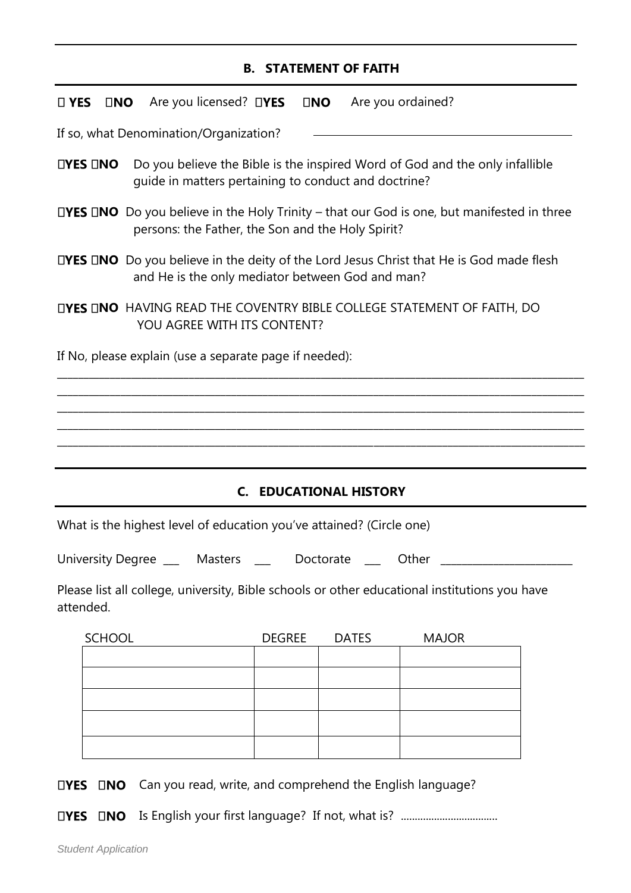## B. STATEMENT OF FAITH

☐ **YES** ☐**NO** Are you licensed? ☐**YES** ☐**NO** Are you ordained?

If so, what Denomination/Organization? ____________________________

☐**YES** ☐**NO** Do you believe the Bible is the inspired Word of God and the only infallible guide in matters pertaining to conduct and doctrine?

☐**YES** ☐**NO** Do you believe in the Holy Trinity – that our God is one, but manifested in three persons: the Father, the Son and the Holy Spirit?

☐**YES** ☐**NO** Do you believe in the deity of the Lord Jesus Christ that He is God made flesh and He is the only mediator between God and man?

☐**YES** ☐**NO** HAVING READ THE COVENTRY BIBLE COLLEGE STATEMENT OF FAITH, DO YOU AGREE WITH ITS CONTENT?

If No, please explain (use a separate page if needed):

____________________________________________________________________________________

____________________________________________________________________________________

____________________________________________________________________________________

____________________________________________________________________________________

____________________________________________________________________________________

## C. EDUCATIONAL HISTORY

What is the highest level of education you've attained? (Circle one)

University Degree ___ Masters ___ Doctorate ___ Other ________________________

Please list all college, university, Bible schools or other educational institutions you have attended.

| SCHOOL | DEGREE | DATES | MAJOR |
|---|---|---|---|
| | | | |
| | | | |
| | | | |
| | | | |
| | | | |

☐**YES** ☐**NO** Can you read, write, and comprehend the English language?

☐**YES** ☐**NO** Is English your first language? If not, what is? ..................................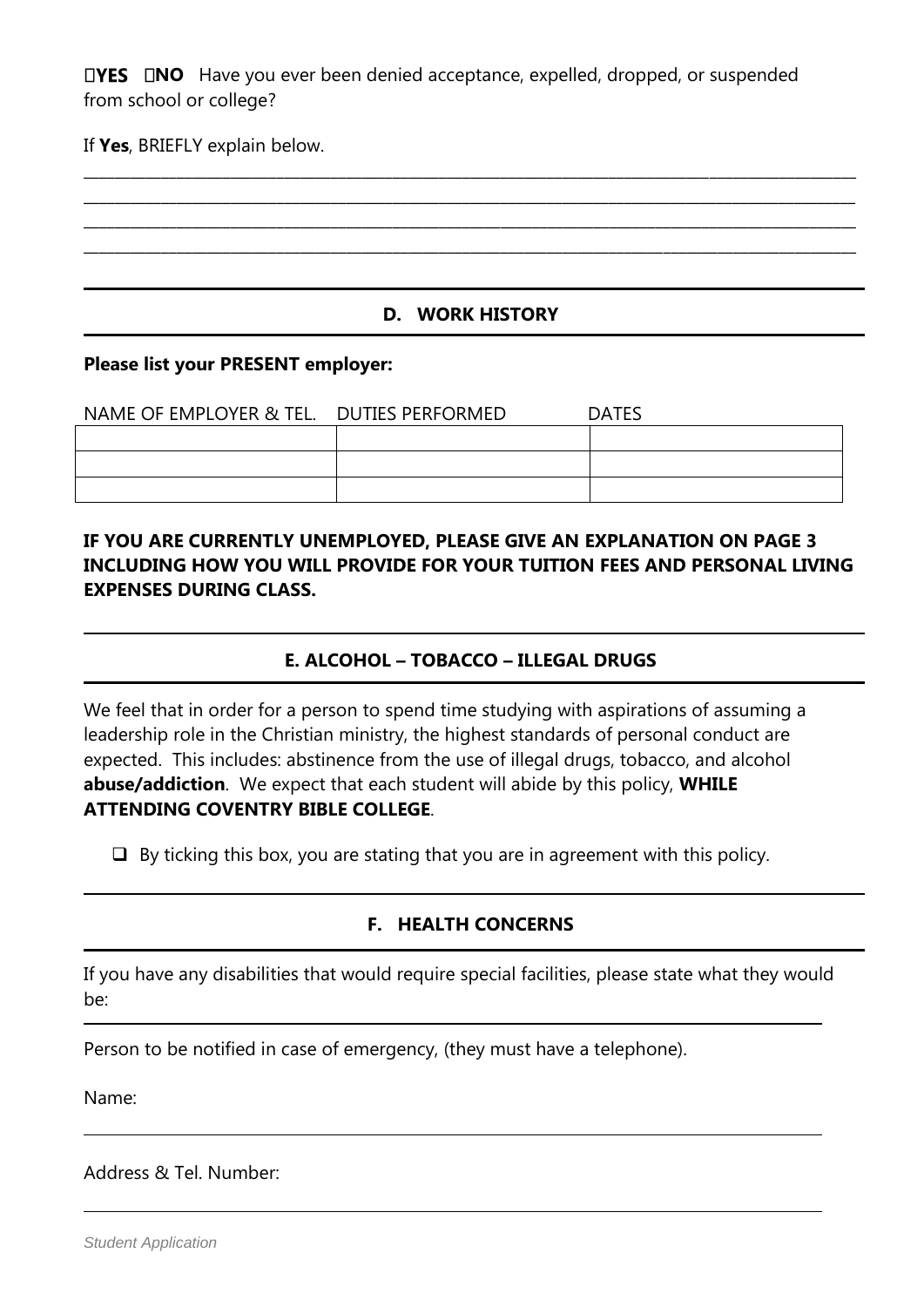☐**YES** ☐**NO** Have you ever been denied acceptance, expelled, dropped, or suspended from school or college?

If **Yes**, BRIEFLY explain below.

\_\_\_\_\_\_\_\_\_\_\_\_\_\_\_\_\_\_\_\_\_\_\_\_\_\_\_\_\_\_\_\_\_\_\_\_\_\_\_\_\_\_\_\_\_\_\_\_\_\_\_\_\_\_\_\_\_\_\_\_\_\_\_\_\_\_\_\_\_\_\_\_\_\_\_\_\_\_
\_\_\_\_\_\_\_\_\_\_\_\_\_\_\_\_\_\_\_\_\_\_\_\_\_\_\_\_\_\_\_\_\_\_\_\_\_\_\_\_\_\_\_\_\_\_\_\_\_\_\_\_\_\_\_\_\_\_\_\_\_\_\_\_\_\_\_\_\_\_\_\_\_\_\_\_\_\_
\_\_\_\_\_\_\_\_\_\_\_\_\_\_\_\_\_\_\_\_\_\_\_\_\_\_\_\_\_\_\_\_\_\_\_\_\_\_\_\_\_\_\_\_\_\_\_\_\_\_\_\_\_\_\_\_\_\_\_\_\_\_\_\_\_\_\_\_\_\_\_\_\_\_\_\_\_\_
\_\_\_\_\_\_\_\_\_\_\_\_\_\_\_\_\_\_\_\_\_\_\_\_\_\_\_\_\_\_\_\_\_\_\_\_\_\_\_\_\_\_\_\_\_\_\_\_\_\_\_\_\_\_\_\_\_\_\_\_\_\_\_\_\_\_\_\_\_\_\_\_\_\_\_\_\_\_

## D. WORK HISTORY

**Please list your PRESENT employer:**

| NAME OF EMPLOYER & TEL. | DUTIES PERFORMED | DATES |
|---|---|---|
| | | |
| | | |
| | | |

**IF YOU ARE CURRENTLY UNEMPLOYED, PLEASE GIVE AN EXPLANATION ON PAGE 3 INCLUDING HOW YOU WILL PROVIDE FOR YOUR TUITION FEES AND PERSONAL LIVING EXPENSES DURING CLASS.**

## E. ALCOHOL – TOBACCO – ILLEGAL DRUGS

We feel that in order for a person to spend time studying with aspirations of assuming a leadership role in the Christian ministry, the highest standards of personal conduct are expected. This includes: abstinence from the use of illegal drugs, tobacco, and alcohol **abuse/addiction**. We expect that each student will abide by this policy, **WHILE ATTENDING COVENTRY BIBLE COLLEGE**.

- ☐ By ticking this box, you are stating that you are in agreement with this policy.

## F. HEALTH CONCERNS

If you have any disabilities that would require special facilities, please state what they would be:

\_\_\_\_\_\_\_\_\_\_\_\_\_\_\_\_\_\_\_\_\_\_\_\_\_\_\_\_\_\_\_\_\_\_\_\_\_\_\_\_\_\_\_\_\_\_\_\_\_\_\_\_\_\_\_\_\_\_\_\_\_\_\_\_\_\_\_\_\_\_\_\_\_\_\_\_\_\_

Person to be notified in case of emergency, (they must have a telephone).

Name:

\_\_\_\_\_\_\_\_\_\_\_\_\_\_\_\_\_\_\_\_\_\_\_\_\_\_\_\_\_\_\_\_\_\_\_\_\_\_\_\_\_\_\_\_\_\_\_\_\_\_\_\_\_\_\_\_\_\_\_\_\_\_\_\_\_\_\_\_\_\_\_\_\_\_\_\_\_\_

Address & Tel. Number:

\_\_\_\_\_\_\_\_\_\_\_\_\_\_\_\_\_\_\_\_\_\_\_\_\_\_\_\_\_\_\_\_\_\_\_\_\_\_\_\_\_\_\_\_\_\_\_\_\_\_\_\_\_\_\_\_\_\_\_\_\_\_\_\_\_\_\_\_\_\_\_\_\_\_\_\_\_\_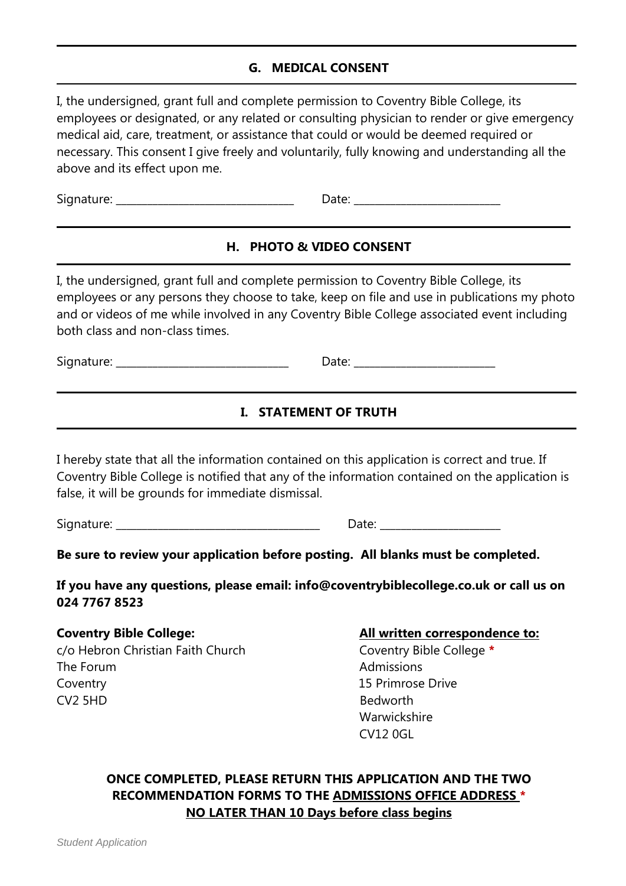## G. MEDICAL CONSENT

I, the undersigned, grant full and complete permission to Coventry Bible College, its employees or designated, or any related or consulting physician to render or give emergency medical aid, care, treatment, or assistance that could or would be deemed required or necessary. This consent I give freely and voluntarily, fully knowing and understanding all the above and its effect upon me.

Signature: ______________________________ Date: _________________________

## H. PHOTO & VIDEO CONSENT

I, the undersigned, grant full and complete permission to Coventry Bible College, its employees or any persons they choose to take, keep on file and use in publications my photo and or videos of me while involved in any Coventry Bible College associated event including both class and non-class times.

Signature: ______________________________ Date: _________________________

## I. STATEMENT OF TRUTH

I hereby state that all the information contained on this application is correct and true. If Coventry Bible College is notified that any of the information contained on the application is false, it will be grounds for immediate dismissal.

Signature: ____________________________________ Date: _____________________

**Be sure to review your application before posting. All blanks must be completed.**

**If you have any questions, please email: info@coventrybiblecollege.co.uk or call us on 024 7767 8523**

**Coventry Bible College:**
c/o Hebron Christian Faith Church
The Forum
Coventry
CV2 5HD

**<u>All written correspondence to:</u>**
Coventry Bible College **\***
Admissions
15 Primrose Drive
Bedworth
Warwickshire
CV12 0GL

**ONCE COMPLETED, PLEASE RETURN THIS APPLICATION AND THE TWO RECOMMENDATION FORMS TO THE <u>ADMISSIONS OFFICE ADDRESS</u> \***
**<u>NO LATER THAN 10 Days before class begins</u>**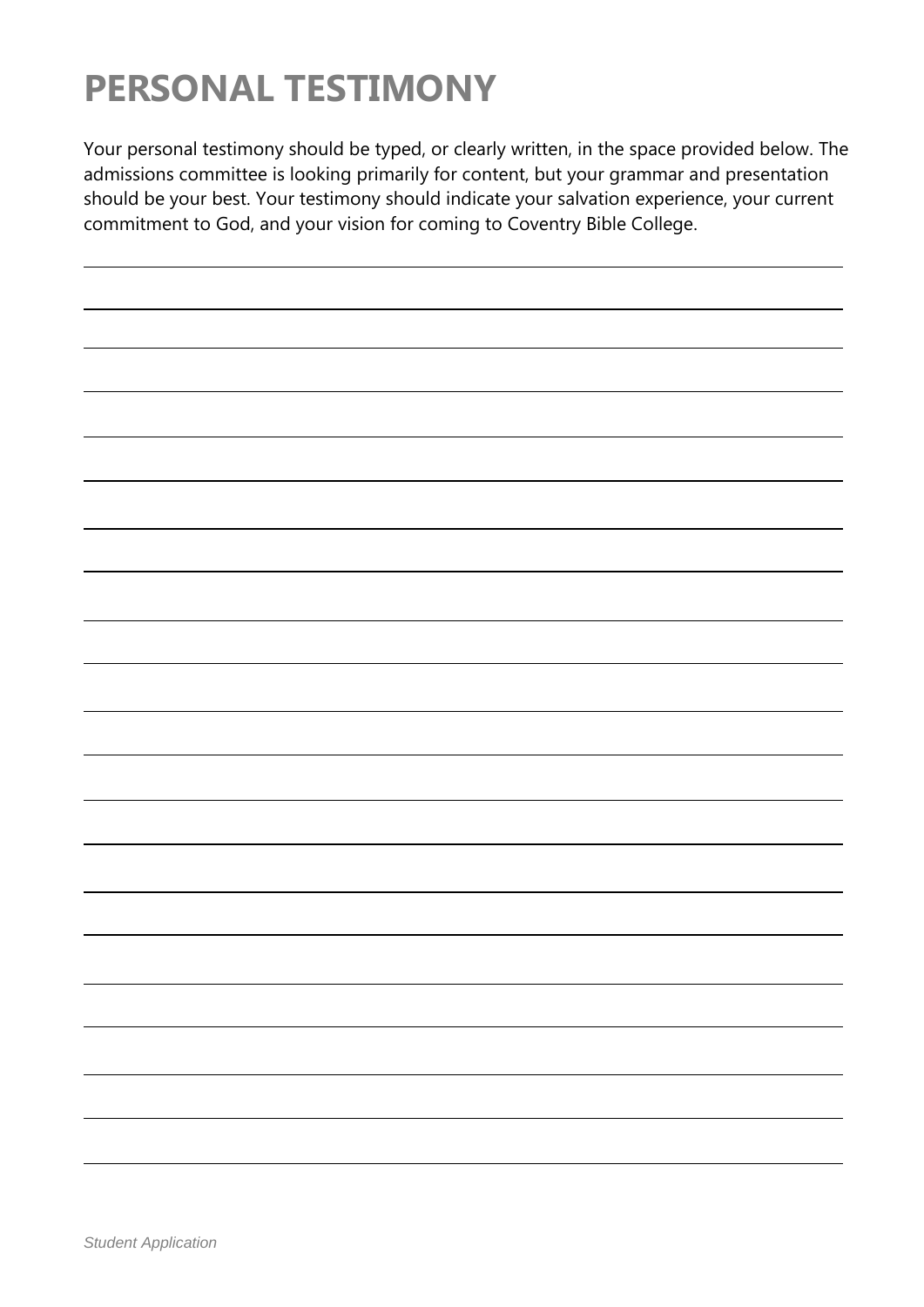# PERSONAL TESTIMONY

Your personal testimony should be typed, or clearly written, in the space provided below. The admissions committee is looking primarily for content, but your grammar and presentation should be your best. Your testimony should indicate your salvation experience, your current commitment to God, and your vision for coming to Coventry Bible College.